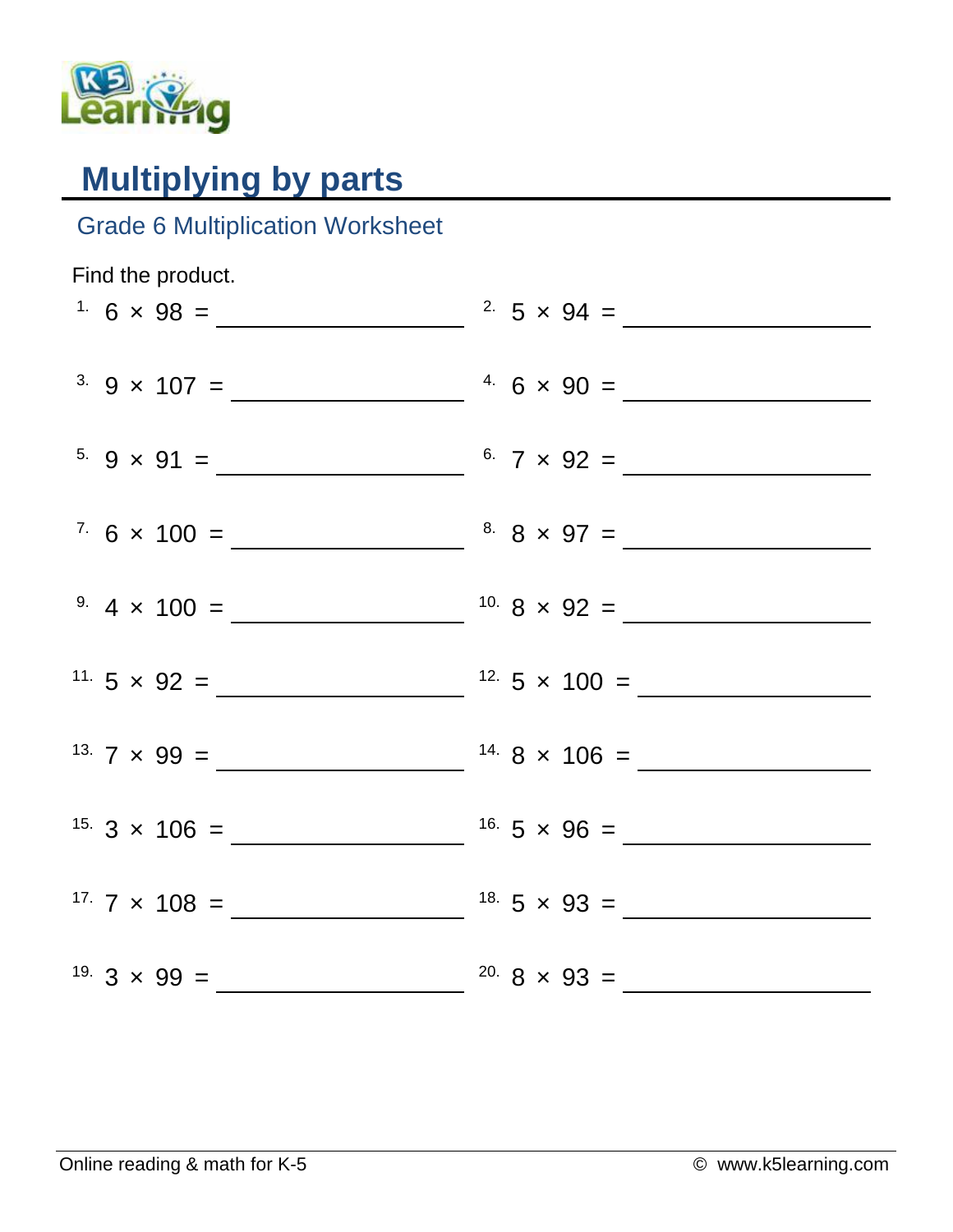# Multiplying by parts

## Grade 6 Multiplication Worksheet

Find the product.

1. $6 \times 98 =$ ______________
2. $5 \times 94 =$ ______________
3. $9 \times 107 =$ ______________
4. $6 \times 90 =$ ______________
5. $9 \times 91 =$ ______________
6. $7 \times 92 =$ ______________
7. $6 \times 100 =$ ______________
8. $8 \times 97 =$ ______________
9. $4 \times 100 =$ ______________
10. $8 \times 92 =$ ______________
11. $5 \times 92 =$ ______________
12. $5 \times 100 =$ ______________
13. $7 \times 99 =$ ______________
14. $8 \times 106 =$ ______________
15. $3 \times 106 =$ ______________
16. $5 \times 96 =$ ______________
17. $7 \times 108 =$ ______________
18. $5 \times 93 =$ ______________
19. $3 \times 99 =$ ______________
20. $8 \times 93 =$ ______________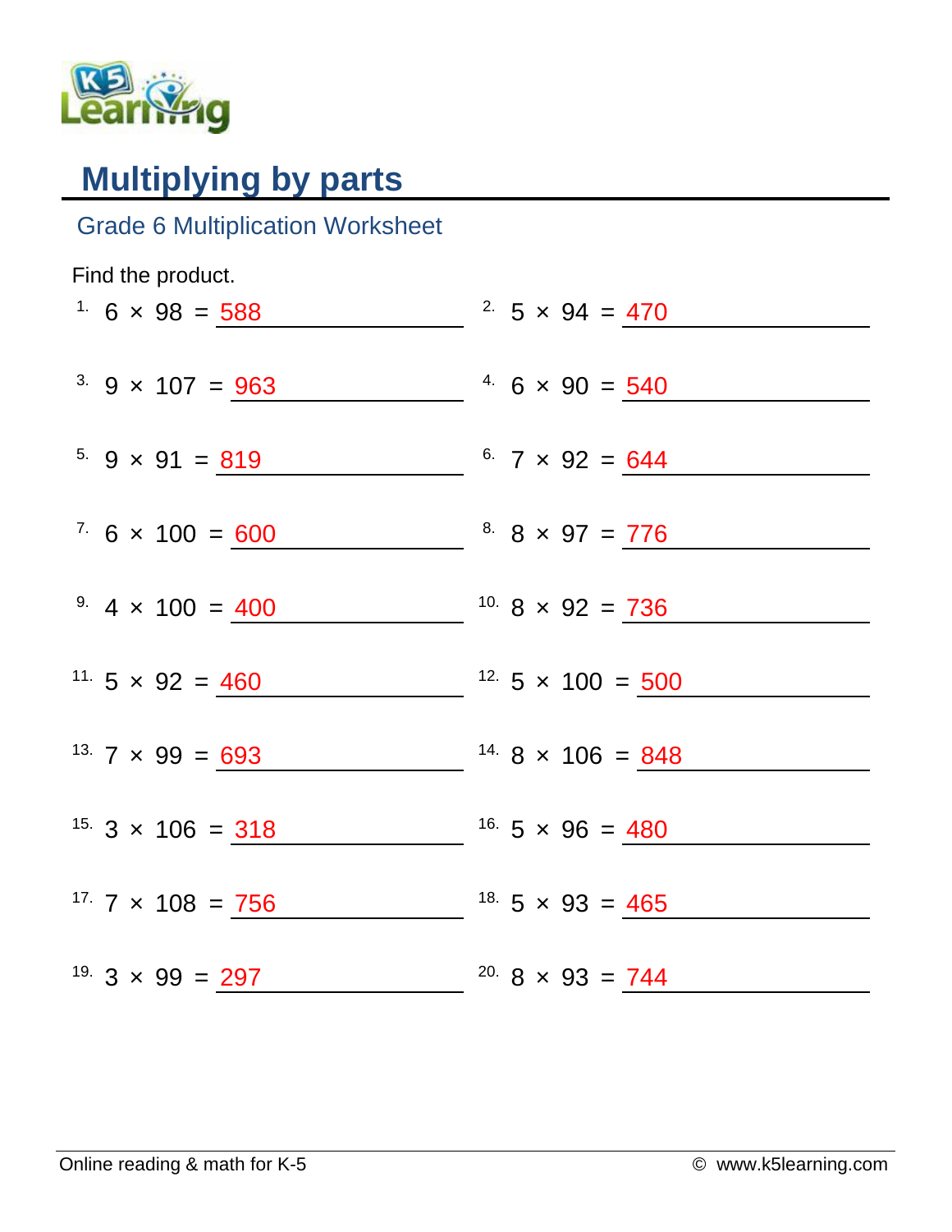# Multiplying by parts

## Grade 6 Multiplication Worksheet

Find the product.

1. $6 \times 98 = 588$
2. $5 \times 94 = 470$
3. $9 \times 107 = 963$
4. $6 \times 90 = 540$
5. $9 \times 91 = 819$
6. $7 \times 92 = 644$
7. $6 \times 100 = 600$
8. $8 \times 97 = 776$
9. $4 \times 100 = 400$
10. $8 \times 92 = 736$
11. $5 \times 92 = 460$
12. $5 \times 100 = 500$
13. $7 \times 99 = 693$
14. $8 \times 106 = 848$
15. $3 \times 106 = 318$
16. $5 \times 96 = 480$
17. $7 \times 108 = 756$
18. $5 \times 93 = 465$
19. $3 \times 99 = 297$
20. $8 \times 93 = 744$